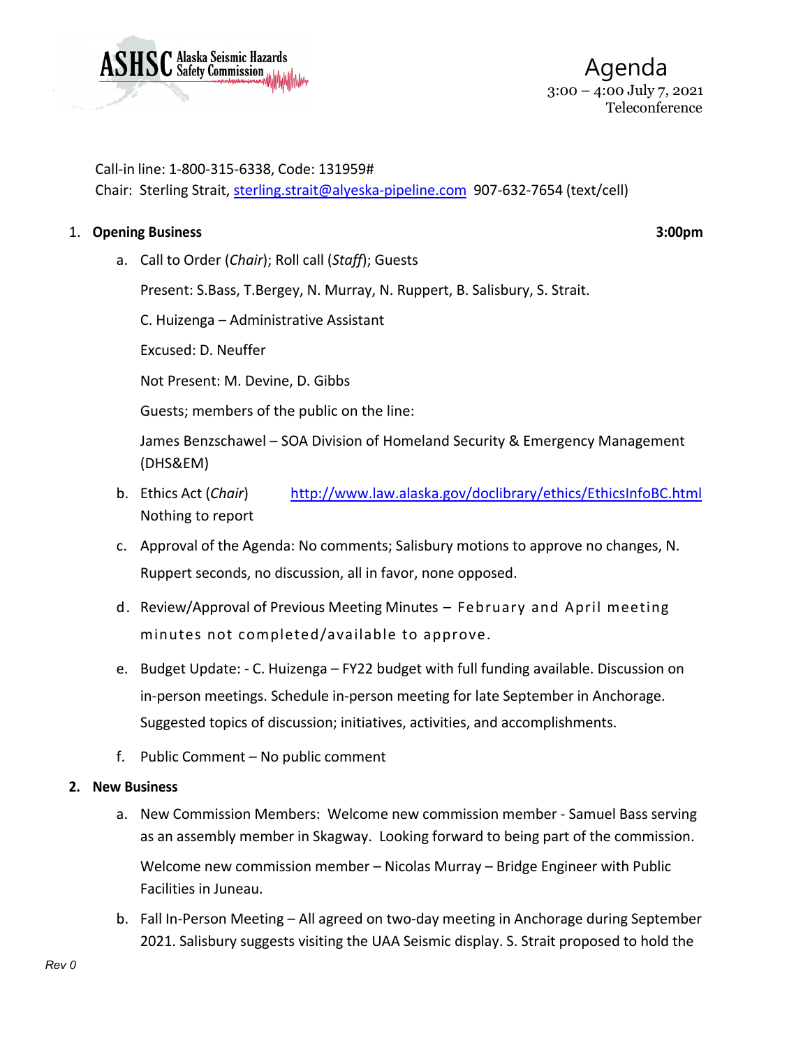ASHSC Alaska Seismic Hazards Safety Commission

# Agenda

3:00 – 4:00 July 7, 2021
Teleconference

Call-in line: 1-800-315-6338, Code: 131959#
Chair: Sterling Strait, sterling.strait@alyeska-pipeline.com 907-632-7654 (text/cell)

1. **Opening Business** **3:00pm**

   a. Call to Order (*Chair*); Roll call (*Staff*); Guests

      Present: S.Bass, T.Bergey, N. Murray, N. Ruppert, B. Salisbury, S. Strait.

      C. Huizenga – Administrative Assistant

      Excused: D. Neuffer

      Not Present: M. Devine, D. Gibbs

      Guests; members of the public on the line:

      James Benzschawel – SOA Division of Homeland Security & Emergency Management (DHS&EM)

   b. Ethics Act (*Chair*) http://www.law.alaska.gov/doclibrary/ethics/EthicsInfoBC.html
      Nothing to report

   c. Approval of the Agenda: No comments; Salisbury motions to approve no changes, N. Ruppert seconds, no discussion, all in favor, none opposed.

   d. Review/Approval of Previous Meeting Minutes – February and April meeting minutes not completed/available to approve.

   e. Budget Update: - C. Huizenga – FY22 budget with full funding available. Discussion on in-person meetings. Schedule in-person meeting for late September in Anchorage. Suggested topics of discussion; initiatives, activities, and accomplishments.

   f. Public Comment – No public comment

2. **New Business**

   a. New Commission Members: Welcome new commission member - Samuel Bass serving as an assembly member in Skagway. Looking forward to being part of the commission.

      Welcome new commission member – Nicolas Murray – Bridge Engineer with Public Facilities in Juneau.

   b. Fall In-Person Meeting – All agreed on two-day meeting in Anchorage during September 2021. Salisbury suggests visiting the UAA Seismic display. S. Strait proposed to hold the

Rev 0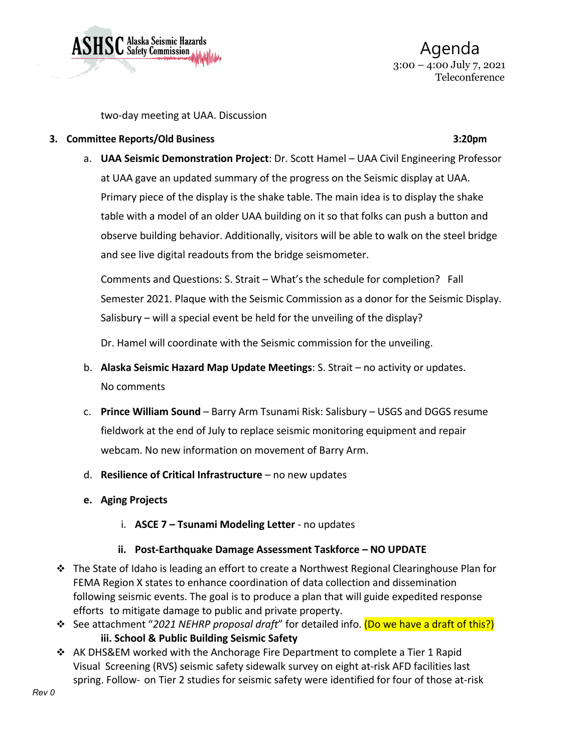two-day meeting at UAA. Discussion

**3. Committee Reports/Old Business** **3:20pm**

a. **UAA Seismic Demonstration Project**: Dr. Scott Hamel – UAA Civil Engineering Professor at UAA gave an updated summary of the progress on the Seismic display at UAA. Primary piece of the display is the shake table. The main idea is to display the shake table with a model of an older UAA building on it so that folks can push a button and observe building behavior. Additionally, visitors will be able to walk on the steel bridge and see live digital readouts from the bridge seismometer.

   Comments and Questions: S. Strait – What's the schedule for completion? Fall Semester 2021. Plaque with the Seismic Commission as a donor for the Seismic Display. Salisbury – will a special event be held for the unveiling of the display?

   Dr. Hamel will coordinate with the Seismic commission for the unveiling.

b. **Alaska Seismic Hazard Map Update Meetings**: S. Strait – no activity or updates. No comments

c. **Prince William Sound** – Barry Arm Tsunami Risk: Salisbury – USGS and DGGS resume fieldwork at the end of July to replace seismic monitoring equipment and repair webcam. No new information on movement of Barry Arm.

d. **Resilience of Critical Infrastructure** – no new updates

e. **Aging Projects**

   i. **ASCE 7 – Tsunami Modeling Letter** - no updates

   **ii. Post-Earthquake Damage Assessment Taskforce – NO UPDATE**

- The State of Idaho is leading an effort to create a Northwest Regional Clearinghouse Plan for FEMA Region X states to enhance coordination of data collection and dissemination following seismic events. The goal is to produce a plan that will guide expedited response efforts to mitigate damage to public and private property.
- See attachment "*2021 NEHRP proposal draft*" for detailed info. (Do we have a draft of this?)

   **iii. School & Public Building Seismic Safety**

- AK DHS&EM worked with the Anchorage Fire Department to complete a Tier 1 Rapid Visual Screening (RVS) seismic safety sidewalk survey on eight at-risk AFD facilities last spring. Follow- on Tier 2 studies for seismic safety were identified for four of those at-risk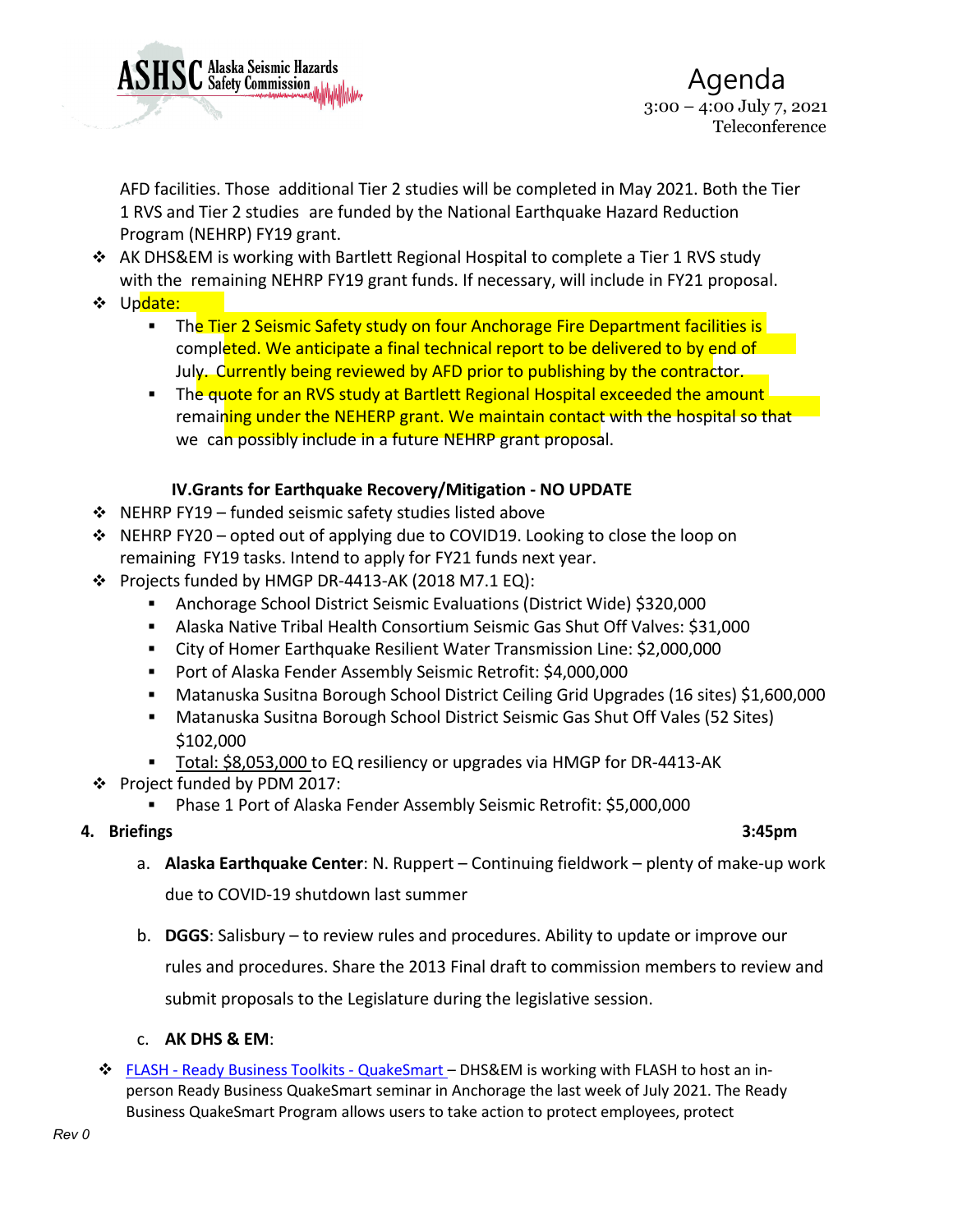AFD facilities. Those additional Tier 2 studies will be completed in May 2021. Both the Tier 1 RVS and Tier 2 studies are funded by the National Earthquake Hazard Reduction Program (NEHRP) FY19 grant.

- AK DHS&EM is working with Bartlett Regional Hospital to complete a Tier 1 RVS study with the remaining NEHRP FY19 grant funds. If necessary, will include in FY21 proposal.
- Update:
  - The Tier 2 Seismic Safety study on four Anchorage Fire Department facilities is completed. We anticipate a final technical report to be delivered to by end of July. Currently being reviewed by AFD prior to publishing by the contractor.
  - The quote for an RVS study at Bartlett Regional Hospital exceeded the amount remaining under the NEHERP grant. We maintain contact with the hospital so that we can possibly include in a future NEHRP grant proposal.

**IV.Grants for Earthquake Recovery/Mitigation - NO UPDATE**

- NEHRP FY19 – funded seismic safety studies listed above
- NEHRP FY20 – opted out of applying due to COVID19. Looking to close the loop on remaining FY19 tasks. Intend to apply for FY21 funds next year.
- Projects funded by HMGP DR-4413-AK (2018 M7.1 EQ):
  - Anchorage School District Seismic Evaluations (District Wide) $320,000
  - Alaska Native Tribal Health Consortium Seismic Gas Shut Off Valves: $31,000
  - City of Homer Earthquake Resilient Water Transmission Line: $2,000,000
  - Port of Alaska Fender Assembly Seismic Retrofit: $4,000,000
  - Matanuska Susitna Borough School District Ceiling Grid Upgrades (16 sites) $1,600,000
  - Matanuska Susitna Borough School District Seismic Gas Shut Off Vales (52 Sites) $102,000
  - Total: $8,053,000 to EQ resiliency or upgrades via HMGP for DR-4413-AK
- Project funded by PDM 2017:
  - Phase 1 Port of Alaska Fender Assembly Seismic Retrofit: $5,000,000

**4. Briefings** **3:45pm**

a. **Alaska Earthquake Center**: N. Ruppert – Continuing fieldwork – plenty of make-up work due to COVID-19 shutdown last summer

b. **DGGS**: Salisbury – to review rules and procedures. Ability to update or improve our rules and procedures. Share the 2013 Final draft to commission members to review and submit proposals to the Legislature during the legislative session.

c. **AK DHS & EM**:

- FLASH - Ready Business Toolkits - QuakeSmart – DHS&EM is working with FLASH to host an in-person Ready Business QuakeSmart seminar in Anchorage the last week of July 2021. The Ready Business QuakeSmart Program allows users to take action to protect employees, protect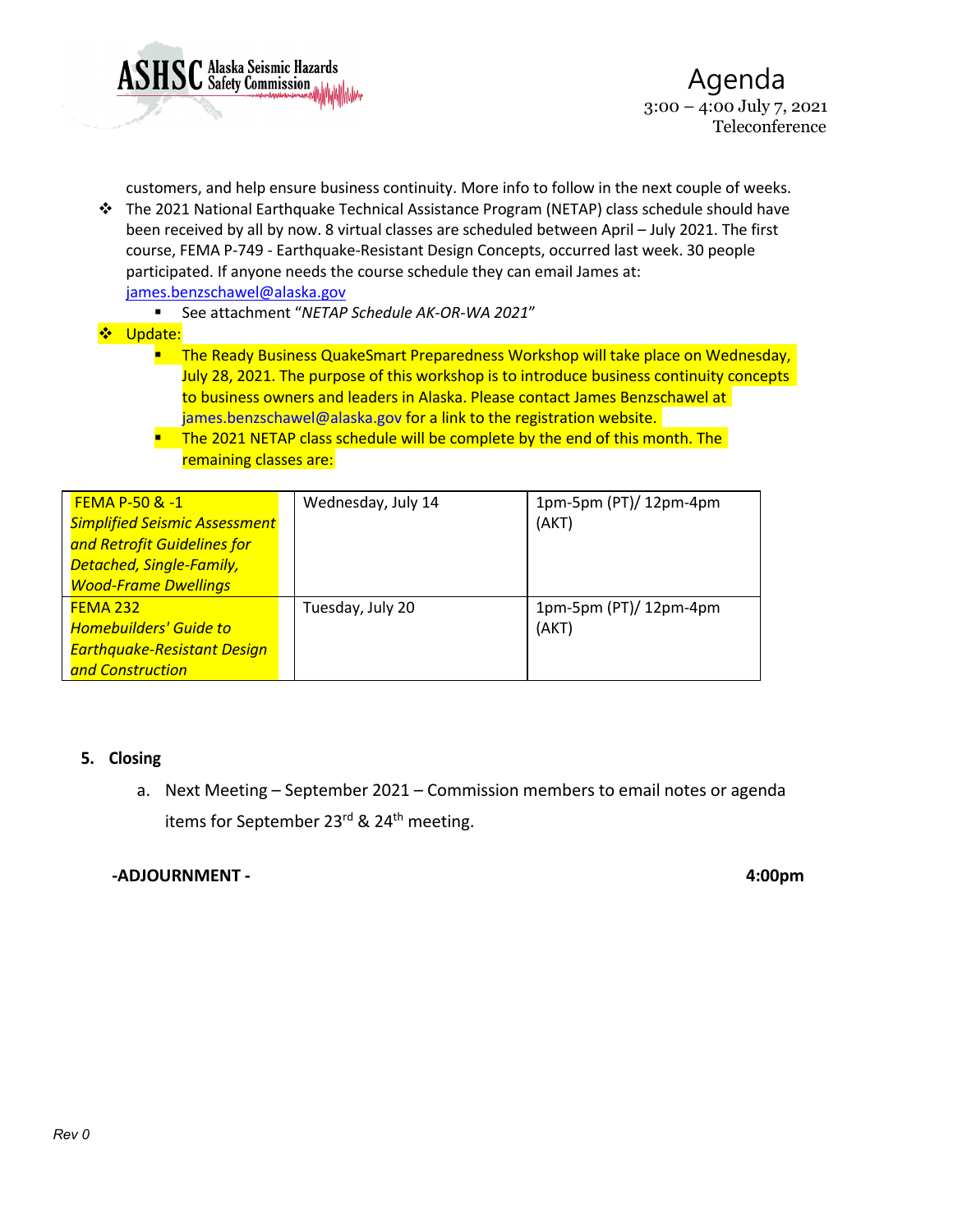customers, and help ensure business continuity. More info to follow in the next couple of weeks.

- The 2021 National Earthquake Technical Assistance Program (NETAP) class schedule should have been received by all by now. 8 virtual classes are scheduled between April – July 2021. The first course, FEMA P-749 - Earthquake-Resistant Design Concepts, occurred last week. 30 people participated. If anyone needs the course schedule they can email James at: james.benzschawel@alaska.gov
  - See attachment "*NETAP Schedule AK-OR-WA 2021*"
- Update:
  - The Ready Business QuakeSmart Preparedness Workshop will take place on Wednesday, July 28, 2021. The purpose of this workshop is to introduce business continuity concepts to business owners and leaders in Alaska. Please contact James Benzschawel at james.benzschawel@alaska.gov for a link to the registration website.
  - The 2021 NETAP class schedule will be complete by the end of this month. The remaining classes are:

| | | |
|---|---|---|
| FEMA P-50 & -1 *Simplified Seismic Assessment and Retrofit Guidelines for Detached, Single-Family, Wood-Frame Dwellings* | Wednesday, July 14 | 1pm-5pm (PT)/ 12pm-4pm (AKT) |
| FEMA 232 *Homebuilders' Guide to Earthquake-Resistant Design and Construction* | Tuesday, July 20 | 1pm-5pm (PT)/ 12pm-4pm (AKT) |

**5. Closing**

a. Next Meeting – September 2021 – Commission members to email notes or agenda items for September 23rd & 24th meeting.

**-ADJOURNMENT -** **4:00pm**

*Rev 0*